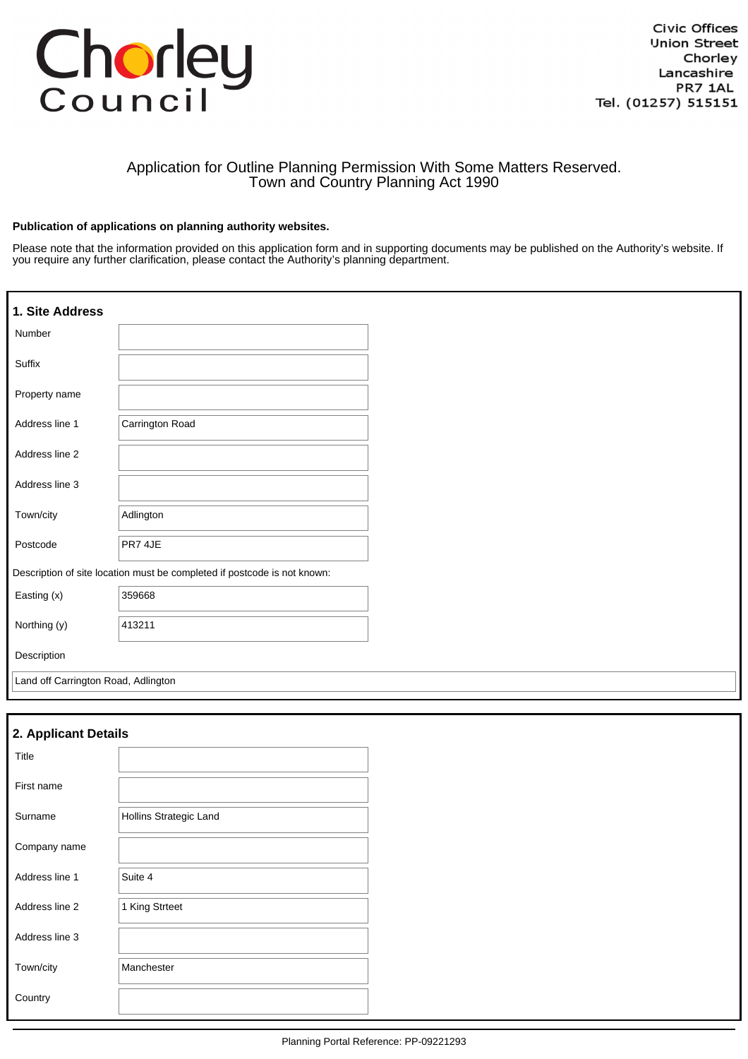# Chorley Council

Civic Offices
Union Street
Chorley
Lancashire
PR7 1AL
Tel. (01257) 515151

## Application for Outline Planning Permission With Some Matters Reserved.
## Town and Country Planning Act 1990

**Publication of applications on planning authority websites.**

Please note that the information provided on this application form and in supporting documents may be published on the Authority's website. If you require any further clarification, please contact the Authority's planning department.

### 1. Site Address

| Field | Value |
|---|---|
| Number | |
| Suffix | |
| Property name | |
| Address line 1 | Carrington Road |
| Address line 2 | |
| Address line 3 | |
| Town/city | Adlington |
| Postcode | PR7 4JE |

Description of site location must be completed if postcode is not known:

| Field | Value |
|---|---|
| Easting (x) | 359668 |
| Northing (y) | 413211 |

Description

Land off Carrington Road, Adlington

### 2. Applicant Details

| Field | Value |
|---|---|
| Title | |
| First name | |
| Surname | Hollins Strategic Land |
| Company name | |
| Address line 1 | Suite 4 |
| Address line 2 | 1 King Strteet |
| Address line 3 | |
| Town/city | Manchester |
| Country | |

Planning Portal Reference: PP-09221293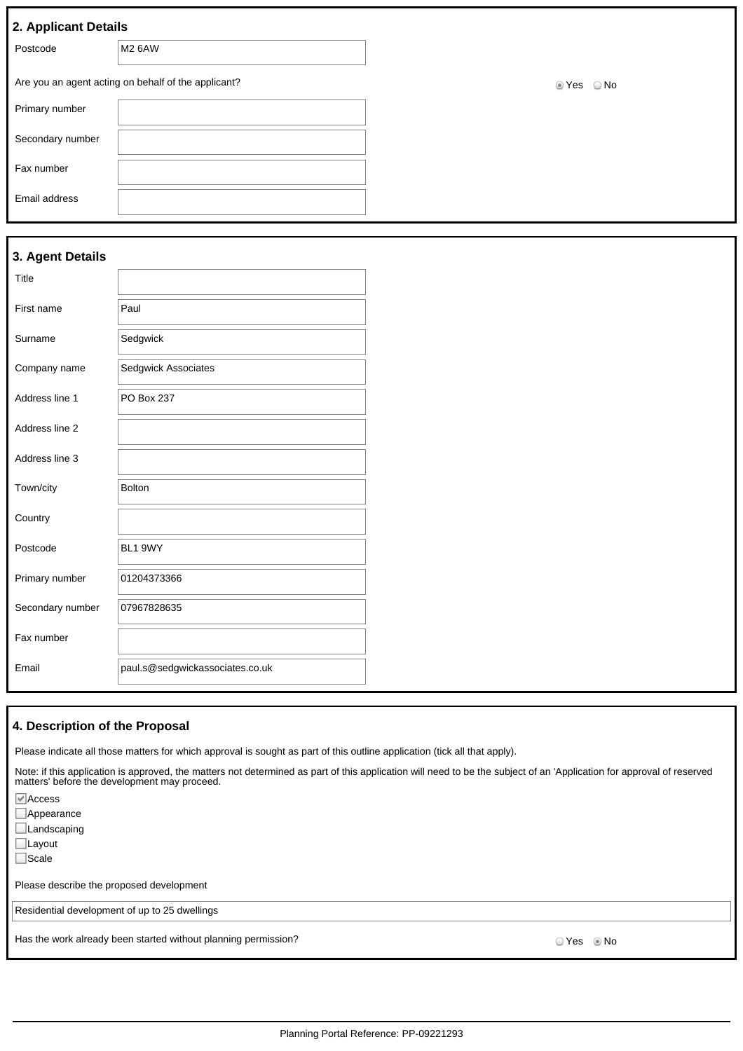## 2. Applicant Details

| | |
|---|---|
| Postcode | M2 6AW |

Are you an agent acting on behalf of the applicant? ◉ Yes ○ No

| | |
|---|---|
| Primary number | |
| Secondary number | |
| Fax number | |
| Email address | |

## 3. Agent Details

| | |
|---|---|
| Title | |
| First name | Paul |
| Surname | Sedgwick |
| Company name | Sedgwick Associates |
| Address line 1 | PO Box 237 |
| Address line 2 | |
| Address line 3 | |
| Town/city | Bolton |
| Country | |
| Postcode | BL1 9WY |
| Primary number | 01204373366 |
| Secondary number | 07967828635 |
| Fax number | |
| Email | paul.s@sedgwickassociates.co.uk |

## 4. Description of the Proposal

Please indicate all those matters for which approval is sought as part of this outline application (tick all that apply).

Note: if this application is approved, the matters not determined as part of this application will need to be the subject of an 'Application for approval of reserved matters' before the development may proceed.

- [x] Access
- [ ] Appearance
- [ ] Landscaping
- [ ] Layout
- [ ] Scale

Please describe the proposed development

Residential development of up to 25 dwellings

Has the work already been started without planning permission? ○ Yes ◉ No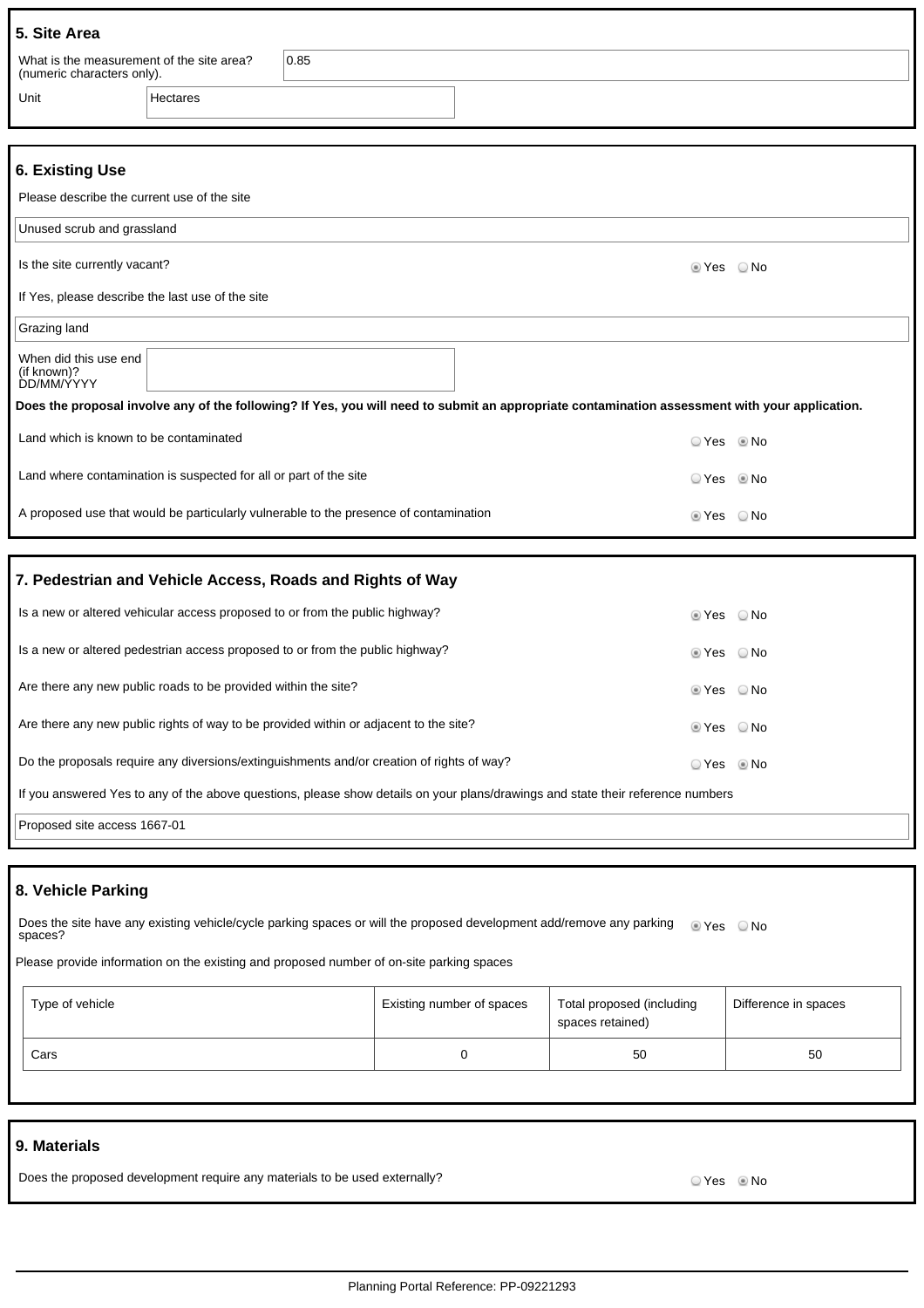## 5. Site Area

What is the measurement of the site area? (numeric characters only).: 0.85

Unit: Hectares

## 6. Existing Use

Please describe the current use of the site

Unused scrub and grassland

Is the site currently vacant? ◉ Yes ○ No

If Yes, please describe the last use of the site

Grazing land

When did this use end (if known)? DD/MM/YYYY:

**Does the proposal involve any of the following? If Yes, you will need to submit an appropriate contamination assessment with your application.**

Land which is known to be contaminated ○ Yes ◉ No

Land where contamination is suspected for all or part of the site ○ Yes ◉ No

A proposed use that would be particularly vulnerable to the presence of contamination ◉ Yes ○ No

## 7. Pedestrian and Vehicle Access, Roads and Rights of Way

Is a new or altered vehicular access proposed to or from the public highway? ◉ Yes ○ No

Is a new or altered pedestrian access proposed to or from the public highway? ◉ Yes ○ No

Are there any new public roads to be provided within the site? ◉ Yes ○ No

Are there any new public rights of way to be provided within or adjacent to the site? ◉ Yes ○ No

Do the proposals require any diversions/extinguishments and/or creation of rights of way? ○ Yes ◉ No

If you answered Yes to any of the above questions, please show details on your plans/drawings and state their reference numbers

Proposed site access 1667-01

## 8. Vehicle Parking

Does the site have any existing vehicle/cycle parking spaces or will the proposed development add/remove any parking spaces? ◉ Yes ○ No

Please provide information on the existing and proposed number of on-site parking spaces

| Type of vehicle | Existing number of spaces | Total proposed (including spaces retained) | Difference in spaces |
|---|---|---|---|
| Cars | 0 | 50 | 50 |

## 9. Materials

Does the proposed development require any materials to be used externally? ○ Yes ◉ No

Planning Portal Reference: PP-09221293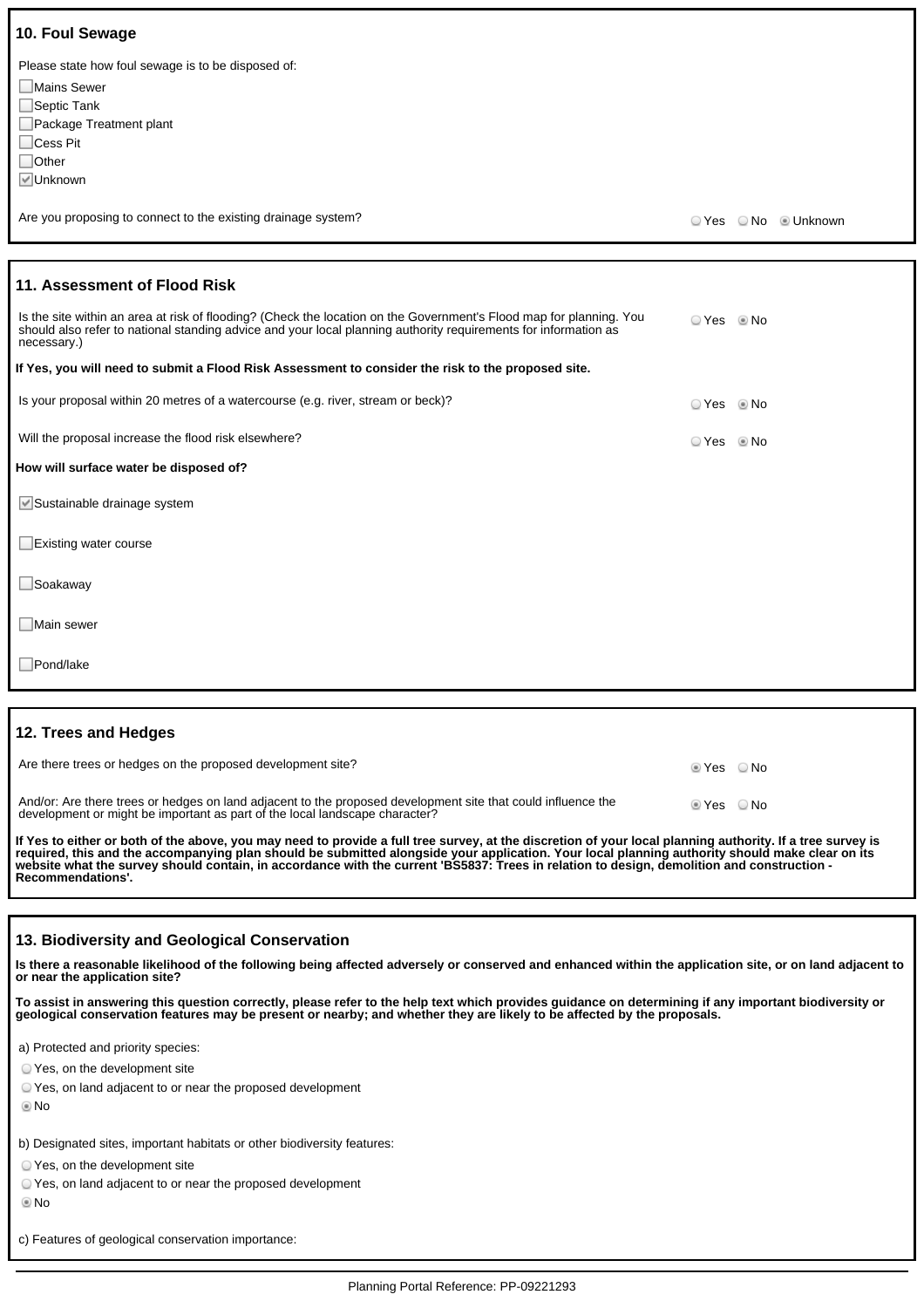## 10. Foul Sewage

Please state how foul sewage is to be disposed of:

- [ ] Mains Sewer
- [ ] Septic Tank
- [ ] Package Treatment plant
- [ ] Cess Pit
- [ ] Other
- [x] Unknown

Are you proposing to connect to the existing drainage system? ○ Yes ○ No ◉ Unknown

## 11. Assessment of Flood Risk

Is the site within an area at risk of flooding? (Check the location on the Government's Flood map for planning. You should also refer to national standing advice and your local planning authority requirements for information as necessary.) ○ Yes ◉ No

**If Yes, you will need to submit a Flood Risk Assessment to consider the risk to the proposed site.**

Is your proposal within 20 metres of a watercourse (e.g. river, stream or beck)? ○ Yes ◉ No

Will the proposal increase the flood risk elsewhere? ○ Yes ◉ No

**How will surface water be disposed of?**

- [x] Sustainable drainage system
- [ ] Existing water course
- [ ] Soakaway
- [ ] Main sewer
- [ ] Pond/lake

## 12. Trees and Hedges

Are there trees or hedges on the proposed development site? ◉ Yes ○ No

And/or: Are there trees or hedges on land adjacent to the proposed development site that could influence the development or might be important as part of the local landscape character? ◉ Yes ○ No

**If Yes to either or both of the above, you may need to provide a full tree survey, at the discretion of your local planning authority. If a tree survey is required, this and the accompanying plan should be submitted alongside your application. Your local planning authority should make clear on its website what the survey should contain, in accordance with the current 'BS5837: Trees in relation to design, demolition and construction - Recommendations'.**

## 13. Biodiversity and Geological Conservation

**Is there a reasonable likelihood of the following being affected adversely or conserved and enhanced within the application site, or on land adjacent to or near the application site?**

**To assist in answering this question correctly, please refer to the help text which provides guidance on determining if any important biodiversity or geological conservation features may be present or nearby; and whether they are likely to be affected by the proposals.**

a) Protected and priority species:

○ Yes, on the development site
○ Yes, on land adjacent to or near the proposed development
◉ No

b) Designated sites, important habitats or other biodiversity features:

○ Yes, on the development site
○ Yes, on land adjacent to or near the proposed development
◉ No

c) Features of geological conservation importance:

Planning Portal Reference: PP-09221293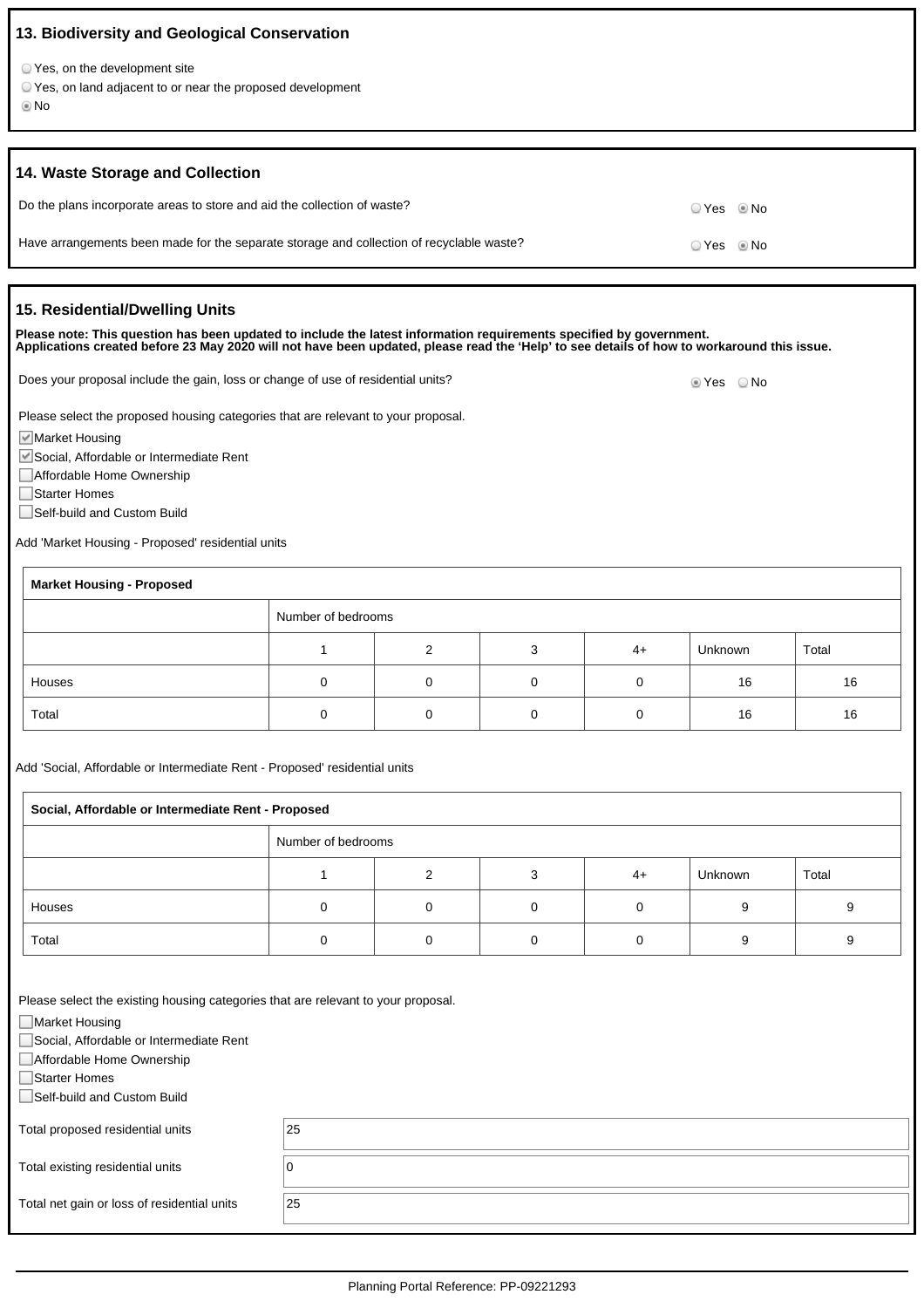## 13. Biodiversity and Geological Conservation

- ○ Yes, on the development site
- ○ Yes, on land adjacent to or near the proposed development
- ● No

## 14. Waste Storage and Collection

Do the plans incorporate areas to store and aid the collection of waste? ○ Yes ● No

Have arrangements been made for the separate storage and collection of recyclable waste? ○ Yes ● No

## 15. Residential/Dwelling Units

**Please note: This question has been updated to include the latest information requirements specified by government.**
**Applications created before 23 May 2020 will not have been updated, please read the 'Help' to see details of how to workaround this issue.**

Does your proposal include the gain, loss or change of use of residential units? ● Yes ○ No

Please select the proposed housing categories that are relevant to your proposal.

- [x] Market Housing
- [x] Social, Affordable or Intermediate Rent
- [ ] Affordable Home Ownership
- [ ] Starter Homes
- [ ] Self-build and Custom Build

Add 'Market Housing - Proposed' residential units

| **Market Housing - Proposed** | | | | | | |
|---|---|---|---|---|---|---|
| | Number of bedrooms | | | | | |
| | 1 | 2 | 3 | 4+ | Unknown | Total |
| Houses | 0 | 0 | 0 | 0 | 16 | 16 |
| Total | 0 | 0 | 0 | 0 | 16 | 16 |

Add 'Social, Affordable or Intermediate Rent - Proposed' residential units

| **Social, Affordable or Intermediate Rent - Proposed** | | | | | | |
|---|---|---|---|---|---|---|
| | Number of bedrooms | | | | | |
| | 1 | 2 | 3 | 4+ | Unknown | Total |
| Houses | 0 | 0 | 0 | 0 | 9 | 9 |
| Total | 0 | 0 | 0 | 0 | 9 | 9 |

Please select the existing housing categories that are relevant to your proposal.

- [ ] Market Housing
- [ ] Social, Affordable or Intermediate Rent
- [ ] Affordable Home Ownership
- [ ] Starter Homes
- [ ] Self-build and Custom Build

| | |
|---|---|
| Total proposed residential units | 25 |
| Total existing residential units | 0 |
| Total net gain or loss of residential units | 25 |

Planning Portal Reference: PP-09221293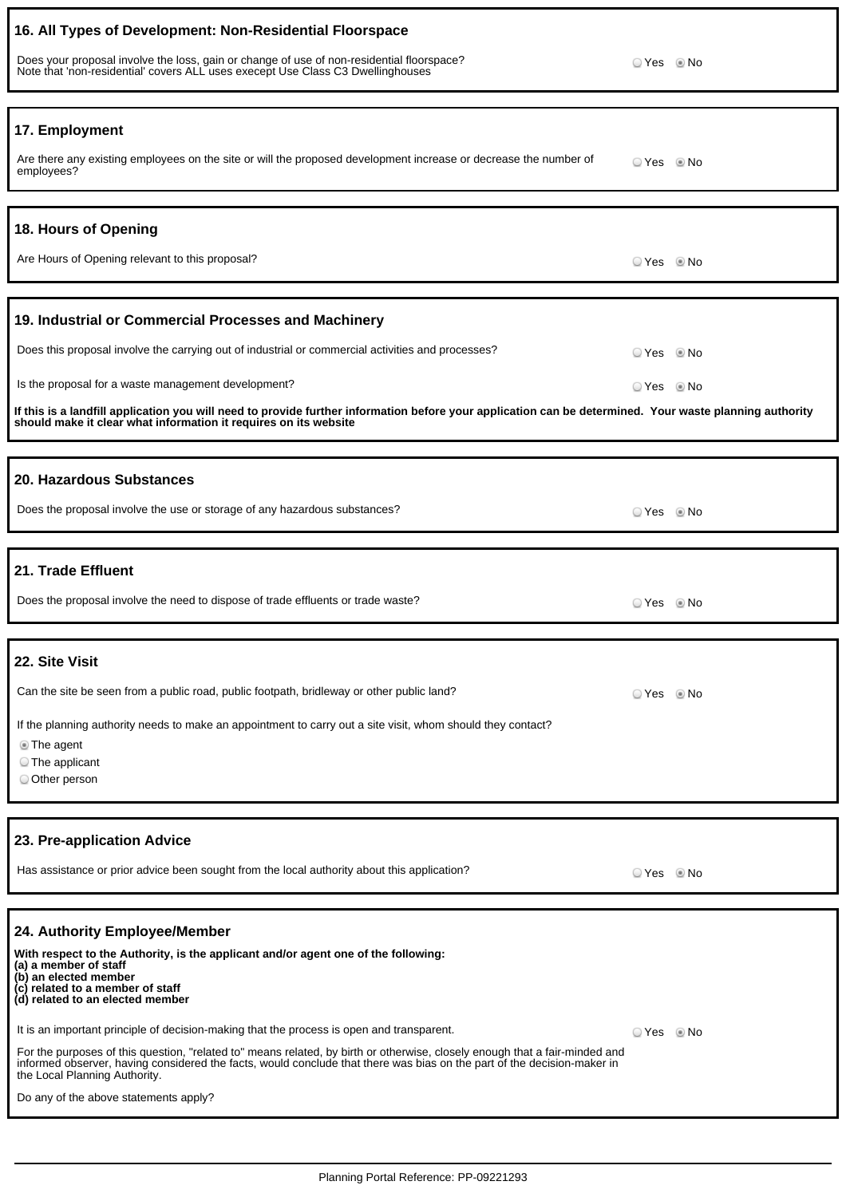## 16. All Types of Development: Non-Residential Floorspace

Does your proposal involve the loss, gain or change of use of non-residential floorspace?
Note that 'non-residential' covers ALL uses execept Use Class C3 Dwellinghouses

○ Yes ◉ No

## 17. Employment

Are there any existing employees on the site or will the proposed development increase or decrease the number of employees?

○ Yes ◉ No

## 18. Hours of Opening

Are Hours of Opening relevant to this proposal?

○ Yes ◉ No

## 19. Industrial or Commercial Processes and Machinery

Does this proposal involve the carrying out of industrial or commercial activities and processes?

○ Yes ◉ No

Is the proposal for a waste management development?

○ Yes ◉ No

**If this is a landfill application you will need to provide further information before your application can be determined. Your waste planning authority should make it clear what information it requires on its website**

## 20. Hazardous Substances

Does the proposal involve the use or storage of any hazardous substances?

○ Yes ◉ No

## 21. Trade Effluent

Does the proposal involve the need to dispose of trade effluents or trade waste?

○ Yes ◉ No

## 22. Site Visit

Can the site be seen from a public road, public footpath, bridleway or other public land?

○ Yes ◉ No

If the planning authority needs to make an appointment to carry out a site visit, whom should they contact?

◉ The agent
○ The applicant
○ Other person

## 23. Pre-application Advice

Has assistance or prior advice been sought from the local authority about this application?

○ Yes ◉ No

## 24. Authority Employee/Member

**With respect to the Authority, is the applicant and/or agent one of the following:**
**(a) a member of staff**
**(b) an elected member**
**(c) related to a member of staff**
**(d) related to an elected member**

It is an important principle of decision-making that the process is open and transparent.

○ Yes ◉ No

For the purposes of this question, "related to" means related, by birth or otherwise, closely enough that a fair-minded and informed observer, having considered the facts, would conclude that there was bias on the part of the decision-maker in the Local Planning Authority.

Do any of the above statements apply?

Planning Portal Reference: PP-09221293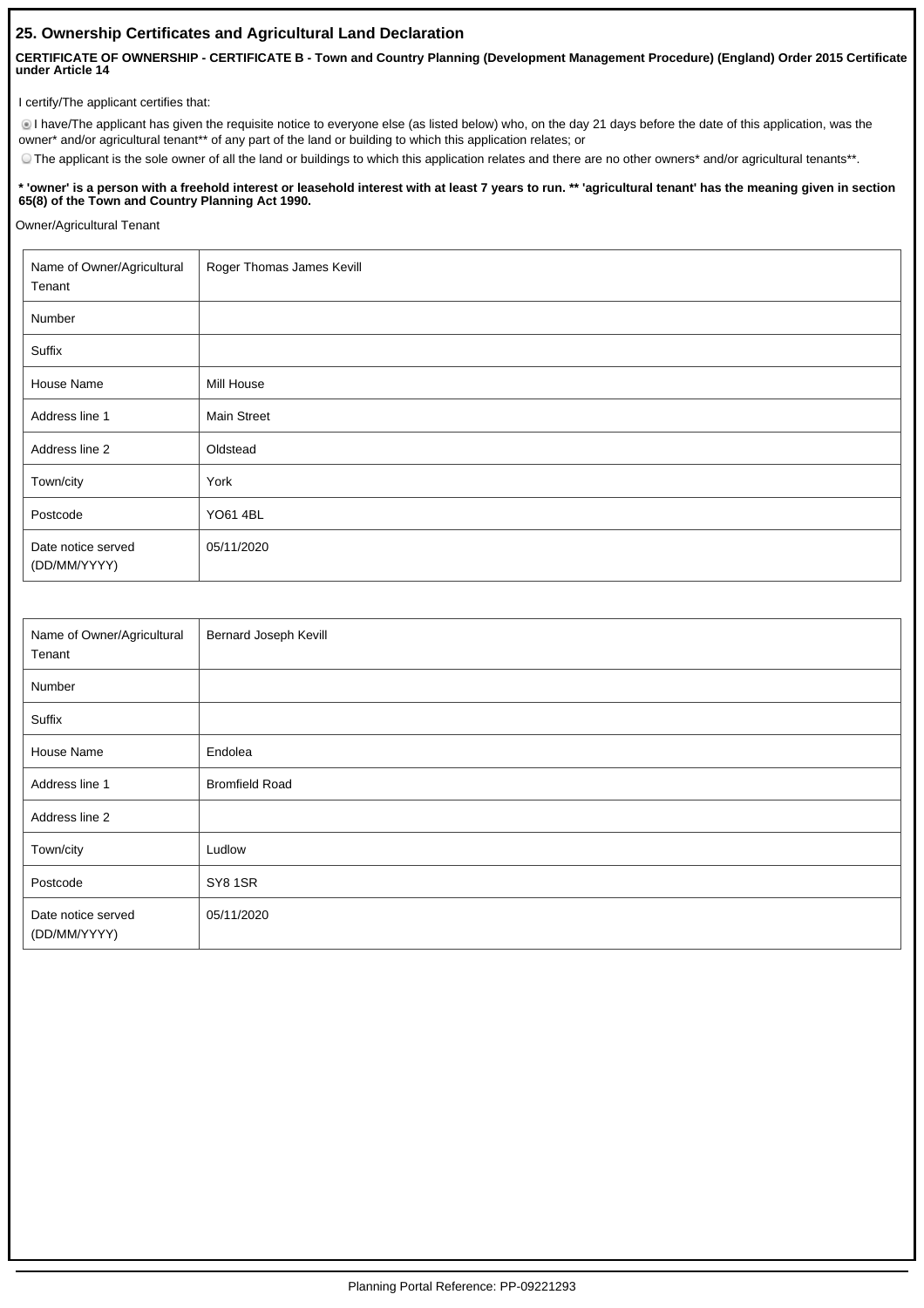## 25. Ownership Certificates and Agricultural Land Declaration

**CERTIFICATE OF OWNERSHIP - CERTIFICATE B - Town and Country Planning (Development Management Procedure) (England) Order 2015 Certificate under Article 14**

I certify/The applicant certifies that:

- (selected) I have/The applicant has given the requisite notice to everyone else (as listed below) who, on the day 21 days before the date of this application, was the owner* and/or agricultural tenant** of any part of the land or building to which this application relates; or
- The applicant is the sole owner of all the land or buildings to which this application relates and there are no other owners* and/or agricultural tenants**.

*** 'owner' is a person with a freehold interest or leasehold interest with at least 7 years to run. ** 'agricultural tenant' has the meaning given in section 65(8) of the Town and Country Planning Act 1990.**

Owner/Agricultural Tenant

| Name of Owner/Agricultural Tenant | Roger Thomas James Kevill |
|---|---|
| Number | |
| Suffix | |
| House Name | Mill House |
| Address line 1 | Main Street |
| Address line 2 | Oldstead |
| Town/city | York |
| Postcode | YO61 4BL |
| Date notice served (DD/MM/YYYY) | 05/11/2020 |

| Name of Owner/Agricultural Tenant | Bernard Joseph Kevill |
|---|---|
| Number | |
| Suffix | |
| House Name | Endolea |
| Address line 1 | Bromfield Road |
| Address line 2 | |
| Town/city | Ludlow |
| Postcode | SY8 1SR |
| Date notice served (DD/MM/YYYY) | 05/11/2020 |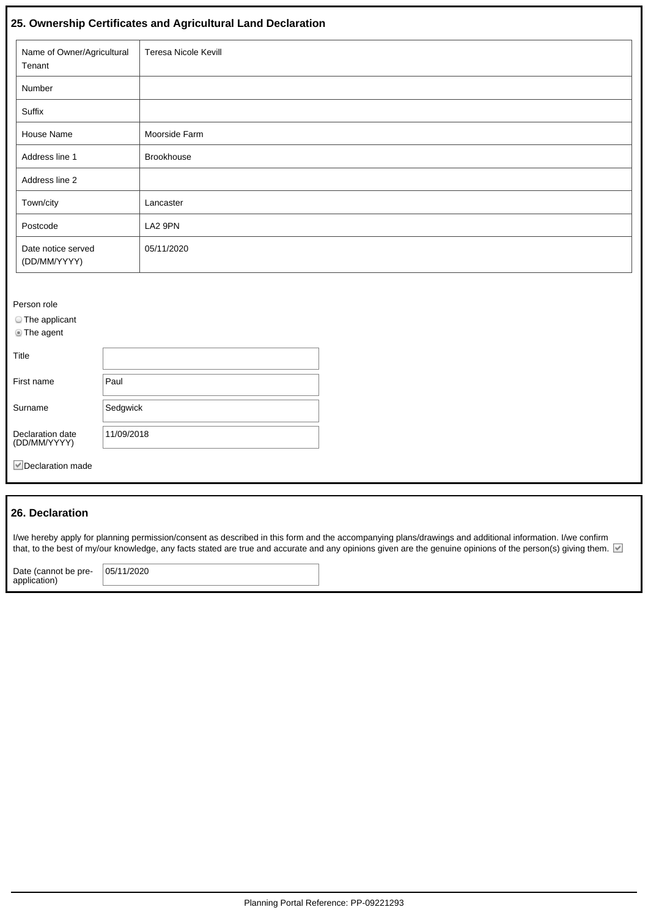## 25. Ownership Certificates and Agricultural Land Declaration

| | |
|---|---|
| Name of Owner/Agricultural Tenant | Teresa Nicole Kevill |
| Number | |
| Suffix | |
| House Name | Moorside Farm |
| Address line 1 | Brookhouse |
| Address line 2 | |
| Town/city | Lancaster |
| Postcode | LA2 9PN |
| Date notice served (DD/MM/YYYY) | 05/11/2020 |

Person role

- ○ The applicant
- ◉ The agent

| | |
|---|---|
| Title | |
| First name | Paul |
| Surname | Sedgwick |
| Declaration date (DD/MM/YYYY) | 11/09/2018 |

☑ Declaration made

## 26. Declaration

I/we hereby apply for planning permission/consent as described in this form and the accompanying plans/drawings and additional information. I/we confirm that, to the best of my/our knowledge, any facts stated are true and accurate and any opinions given are the genuine opinions of the person(s) giving them. ☑

| | |
|---|---|
| Date (cannot be pre-application) | 05/11/2020 |

Planning Portal Reference: PP-09221293